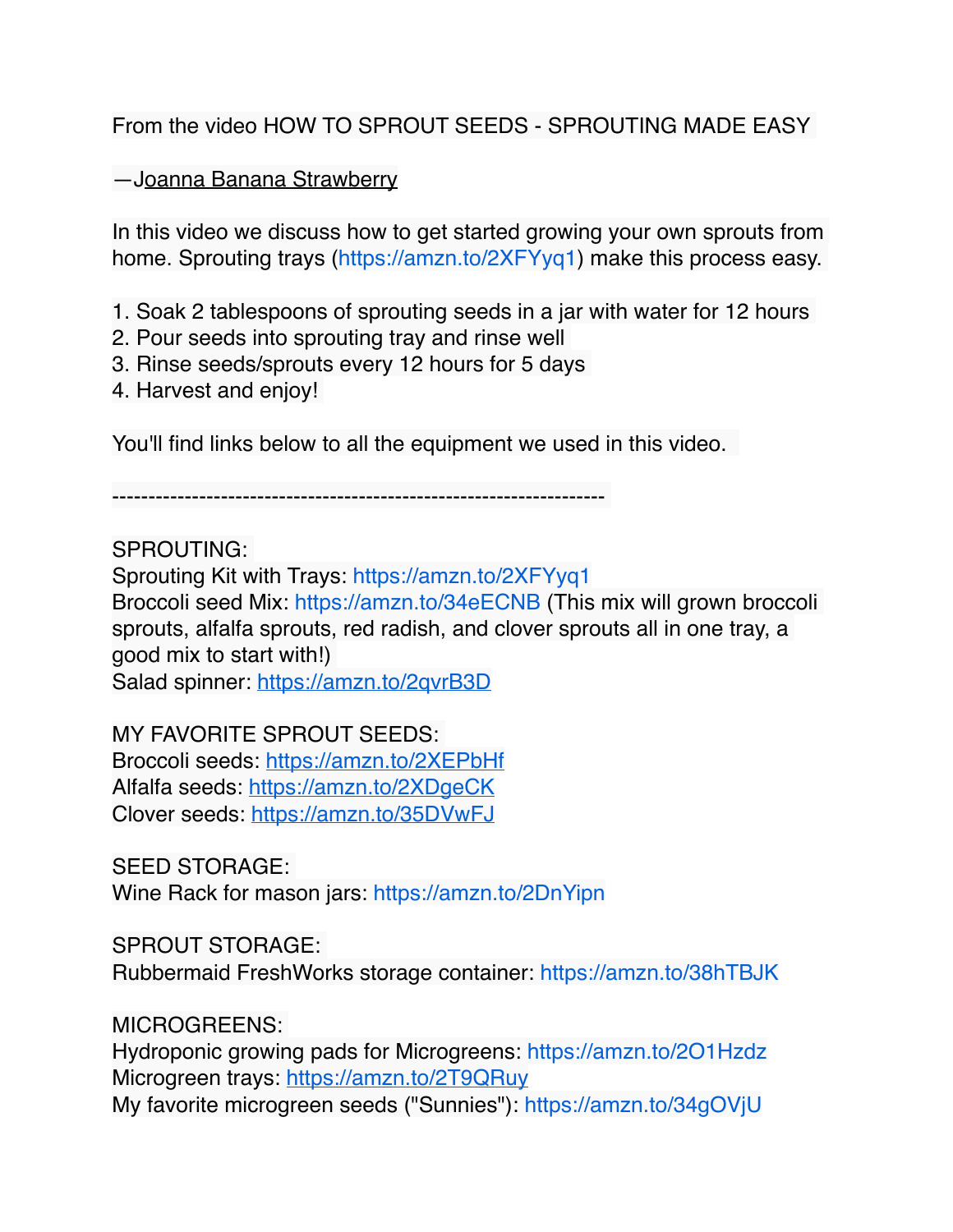From the video HOW TO SPROUT SEEDS - SPROUTING MADE EASY

—Joanna Banana Strawberry

In this video we discuss how to get started growing your own sprouts from home. Sprouting trays (https://amzn.to/2XFYyq1) make this process easy.

1. Soak 2 tablespoons of sprouting seeds in a jar with water for 12 hours
2. Pour seeds into sprouting tray and rinse well
3. Rinse seeds/sprouts every 12 hours for 5 days
4. Harvest and enjoy!

You'll find links below to all the equipment we used in this video.

------------------------------------------------------------------

SPROUTING:
Sprouting Kit with Trays: https://amzn.to/2XFYyq1
Broccoli seed Mix: https://amzn.to/34eECNB (This mix will grown broccoli sprouts, alfalfa sprouts, red radish, and clover sprouts all in one tray, a good mix to start with!)
Salad spinner: https://amzn.to/2qvrB3D

MY FAVORITE SPROUT SEEDS:
Broccoli seeds: https://amzn.to/2XEPbHf
Alfalfa seeds: https://amzn.to/2XDgeCK
Clover seeds: https://amzn.to/35DVwFJ

SEED STORAGE:
Wine Rack for mason jars: https://amzn.to/2DnYipn

SPROUT STORAGE:
Rubbermaid FreshWorks storage container: https://amzn.to/38hTBJK

MICROGREENS:
Hydroponic growing pads for Microgreens: https://amzn.to/2O1Hzdz
Microgreen trays: https://amzn.to/2T9QRuy
My favorite microgreen seeds ("Sunnies"): https://amzn.to/34gOVjU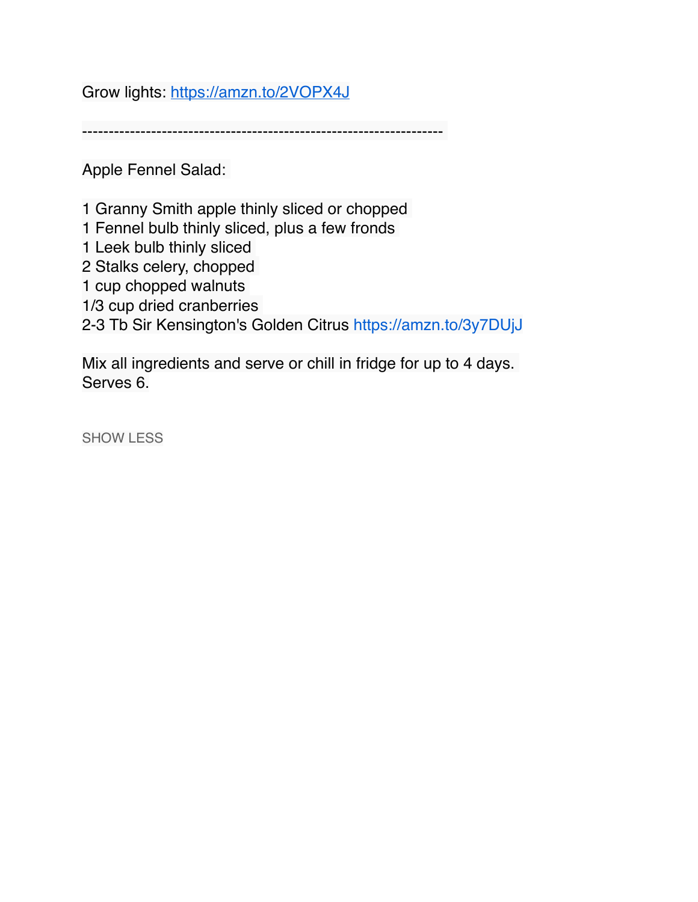Grow lights: https://amzn.to/2VOPX4J

-------------------------------------------------------------------

Apple Fennel Salad:

1 Granny Smith apple thinly sliced or chopped
1 Fennel bulb thinly sliced, plus a few fronds
1 Leek bulb thinly sliced
2 Stalks celery, chopped
1 cup chopped walnuts
1/3 cup dried cranberries
2-3 Tb Sir Kensington's Golden Citrus https://amzn.to/3y7DUjJ

Mix all ingredients and serve or chill in fridge for up to 4 days.
Serves 6.

SHOW LESS